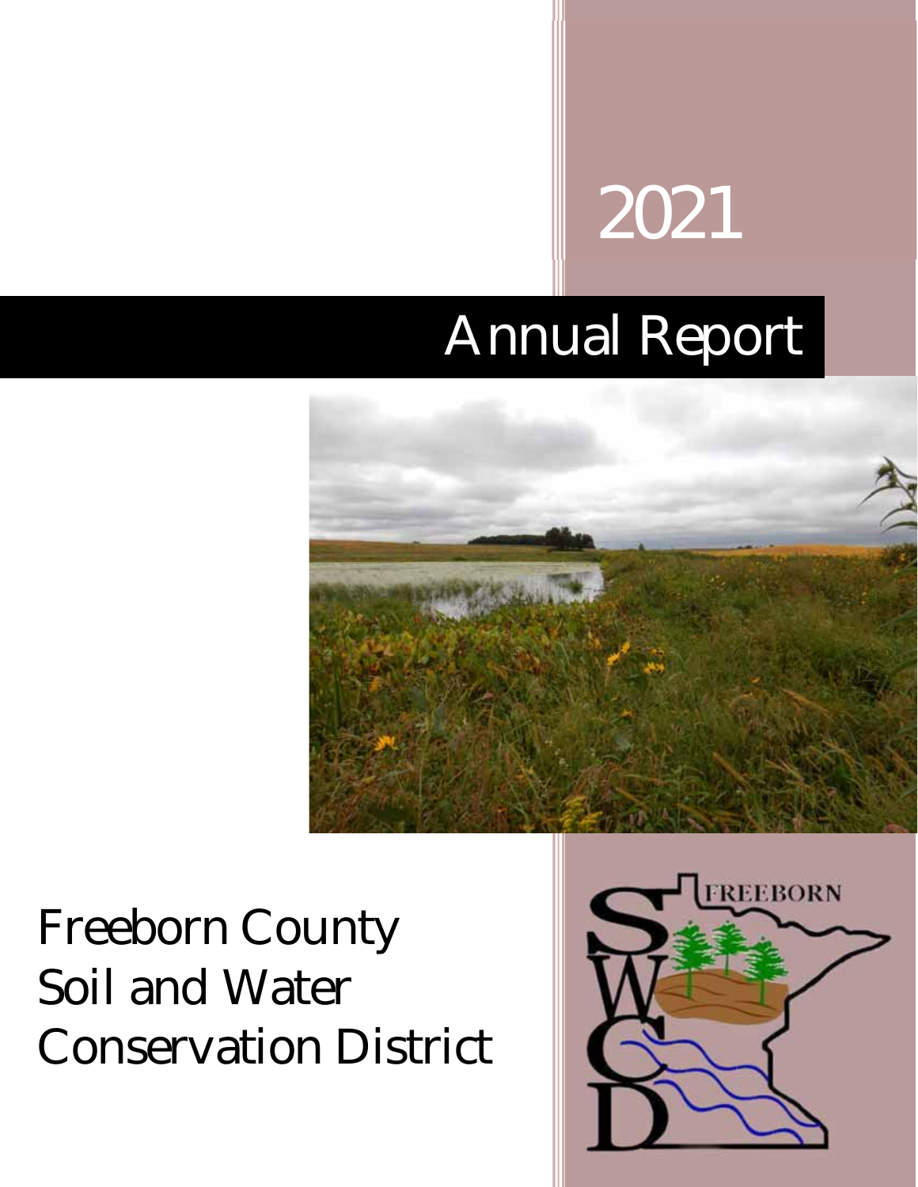# 2021

# Annual Report

Freeborn County
Soil and Water
Conservation District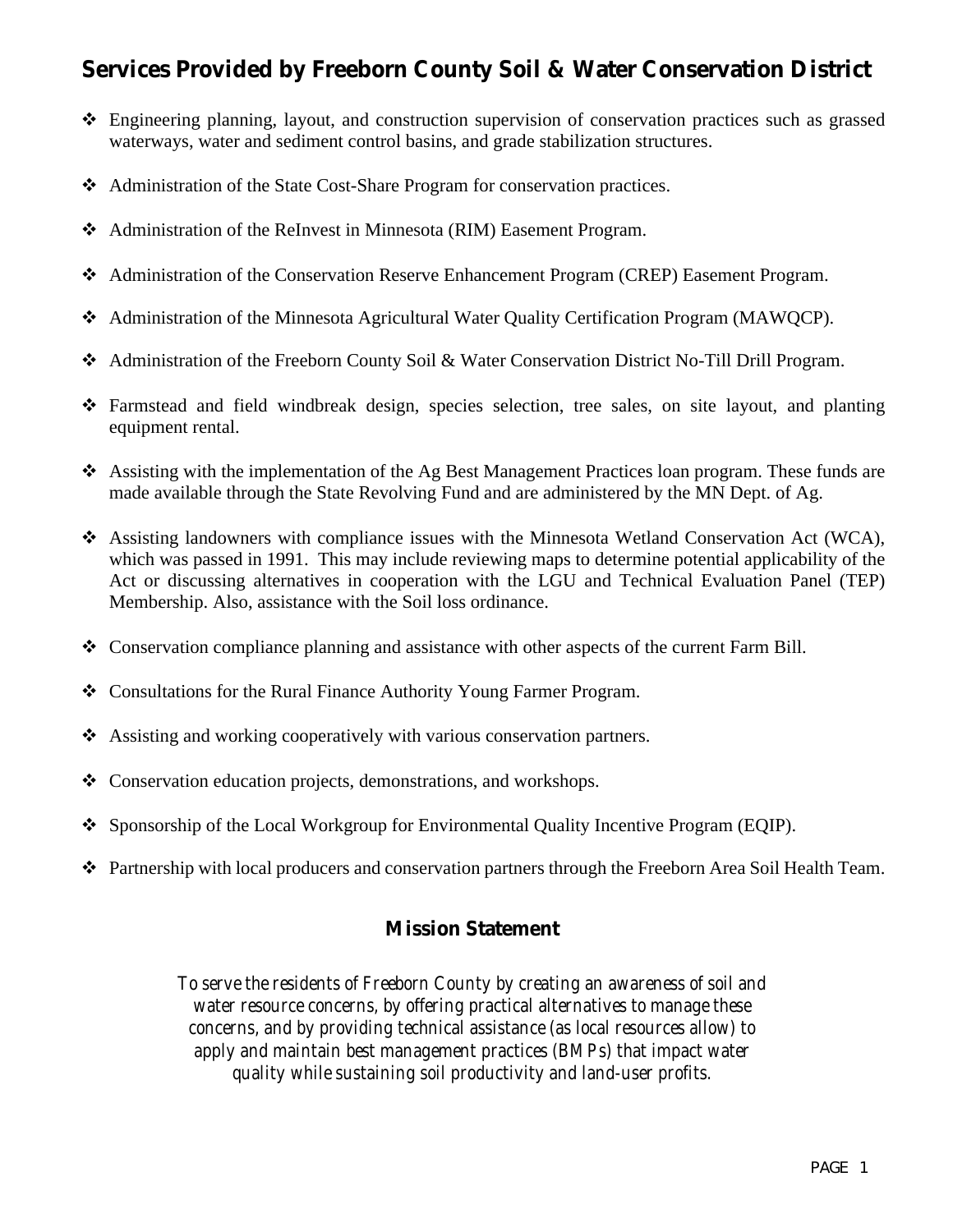## Services Provided by Freeborn County Soil & Water Conservation District

- Engineering planning, layout, and construction supervision of conservation practices such as grassed waterways, water and sediment control basins, and grade stabilization structures.
- Administration of the State Cost-Share Program for conservation practices.
- Administration of the ReInvest in Minnesota (RIM) Easement Program.
- Administration of the Conservation Reserve Enhancement Program (CREP) Easement Program.
- Administration of the Minnesota Agricultural Water Quality Certification Program (MAWQCP).
- Administration of the Freeborn County Soil & Water Conservation District No-Till Drill Program.
- Farmstead and field windbreak design, species selection, tree sales, on site layout, and planting equipment rental.
- Assisting with the implementation of the Ag Best Management Practices loan program. These funds are made available through the State Revolving Fund and are administered by the MN Dept. of Ag.
- Assisting landowners with compliance issues with the Minnesota Wetland Conservation Act (WCA), which was passed in 1991. This may include reviewing maps to determine potential applicability of the Act or discussing alternatives in cooperation with the LGU and Technical Evaluation Panel (TEP) Membership. Also, assistance with the Soil loss ordinance.
- Conservation compliance planning and assistance with other aspects of the current Farm Bill.
- Consultations for the Rural Finance Authority Young Farmer Program.
- Assisting and working cooperatively with various conservation partners.
- Conservation education projects, demonstrations, and workshops.
- Sponsorship of the Local Workgroup for Environmental Quality Incentive Program (EQIP).
- Partnership with local producers and conservation partners through the Freeborn Area Soil Health Team.

### Mission Statement

*To serve the residents of Freeborn County by creating an awareness of soil and water resource concerns, by offering practical alternatives to manage these concerns, and by providing technical assistance (as local resources allow) to apply and maintain best management practices (BMPs) that impact water quality while sustaining soil productivity and land-user profits.*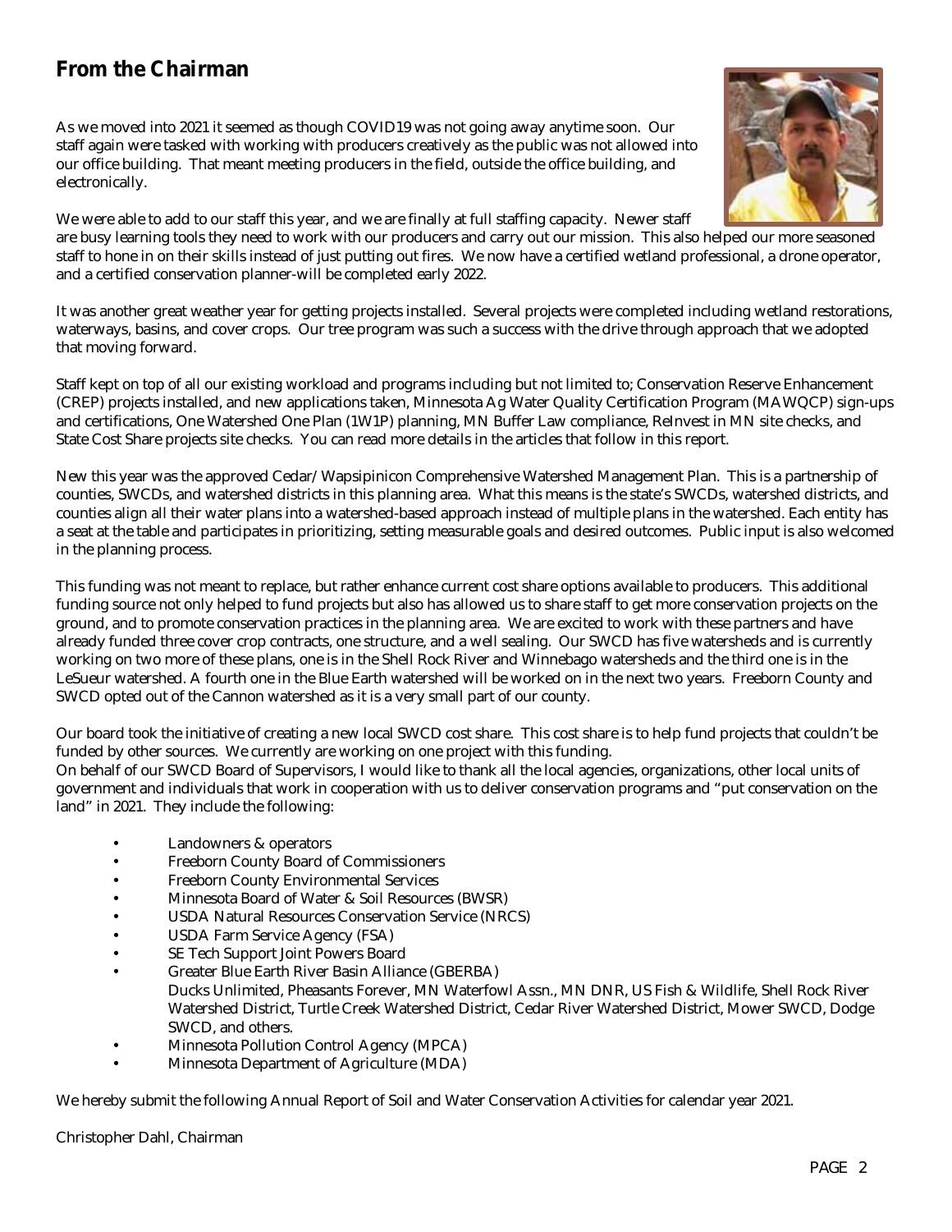## From the Chairman

As we moved into 2021 it seemed as though COVID19 was not going away anytime soon. Our staff again were tasked with working with producers creatively as the public was not allowed into our office building. That meant meeting producers in the field, outside the office building, and electronically.

We were able to add to our staff this year, and we are finally at full staffing capacity. Newer staff are busy learning tools they need to work with our producers and carry out our mission. This also helped our more seasoned staff to hone in on their skills instead of just putting out fires. We now have a certified wetland professional, a drone operator, and a certified conservation planner-will be completed early 2022.

It was another great weather year for getting projects installed. Several projects were completed including wetland restorations, waterways, basins, and cover crops. Our tree program was such a success with the drive through approach that we adopted that moving forward.

Staff kept on top of all our existing workload and programs including but not limited to; Conservation Reserve Enhancement (CREP) projects installed, and new applications taken, Minnesota Ag Water Quality Certification Program (MAWQCP) sign-ups and certifications, One Watershed One Plan (1W1P) planning, MN Buffer Law compliance, ReInvest in MN site checks, and State Cost Share projects site checks. You can read more details in the articles that follow in this report.

New this year was the approved Cedar/Wapsipinicon Comprehensive Watershed Management Plan. This is a partnership of counties, SWCDs, and watershed districts in this planning area. What this means is the state's SWCDs, watershed districts, and counties align all their water plans into a watershed-based approach instead of multiple plans in the watershed. Each entity has a seat at the table and participates in prioritizing, setting measurable goals and desired outcomes. Public input is also welcomed in the planning process.

This funding was not meant to replace, but rather enhance current cost share options available to producers. This additional funding source not only helped to fund projects but also has allowed us to share staff to get more conservation projects on the ground, and to promote conservation practices in the planning area. We are excited to work with these partners and have already funded three cover crop contracts, one structure, and a well sealing. Our SWCD has five watersheds and is currently working on two more of these plans, one is in the Shell Rock River and Winnebago watersheds and the third one is in the LeSueur watershed. A fourth one in the Blue Earth watershed will be worked on in the next two years. Freeborn County and SWCD opted out of the Cannon watershed as it is a very small part of our county.

Our board took the initiative of creating a new local SWCD cost share. This cost share is to help fund projects that couldn't be funded by other sources. We currently are working on one project with this funding.
On behalf of our SWCD Board of Supervisors, I would like to thank all the local agencies, organizations, other local units of government and individuals that work in cooperation with us to deliver conservation programs and "put conservation on the land" in 2021. They include the following:

- Landowners & operators
- Freeborn County Board of Commissioners
- Freeborn County Environmental Services
- Minnesota Board of Water & Soil Resources (BWSR)
- USDA Natural Resources Conservation Service (NRCS)
- USDA Farm Service Agency (FSA)
- SE Tech Support Joint Powers Board
- Greater Blue Earth River Basin Alliance (GBERBA)
  Ducks Unlimited, Pheasants Forever, MN Waterfowl Assn., MN DNR, US Fish & Wildlife, Shell Rock River Watershed District, Turtle Creek Watershed District, Cedar River Watershed District, Mower SWCD, Dodge SWCD, and others.
- Minnesota Pollution Control Agency (MPCA)
- Minnesota Department of Agriculture (MDA)

We hereby submit the following Annual Report of Soil and Water Conservation Activities for calendar year 2021.

Christopher Dahl, Chairman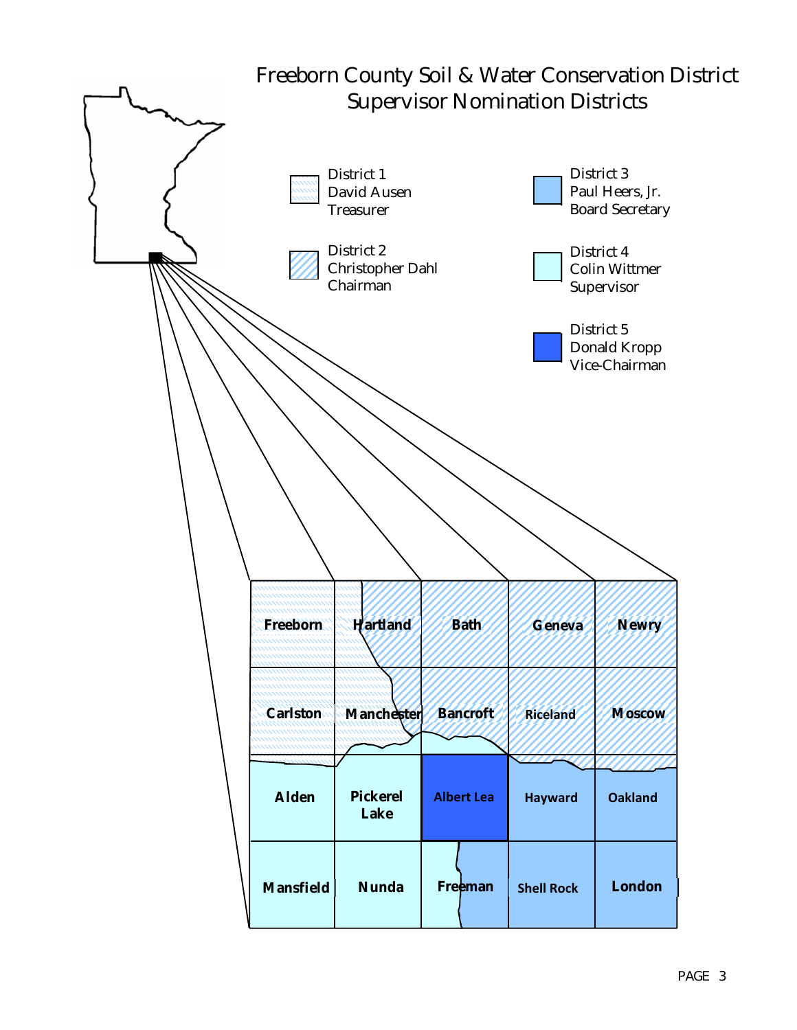# Freeborn County Soil & Water Conservation District
## Supervisor Nomination Districts

District 1
David Ausen
Treasurer

District 2
Christopher Dahl
Chairman

District 3
Paul Heers, Jr.
Board Secretary

District 4
Colin Wittmer
Supervisor

District 5
Donald Kropp
Vice-Chairman

| | | | | |
|---|---|---|---|---|
| Freeborn | Hartland | Bath | Geneva | Newry |
| Carlston | Manchester | Bancroft | Riceland | Moscow |
| Alden | Pickerel Lake | Albert Lea | Hayward | Oakland |
| Mansfield | Nunda | Freeman | Shell Rock | London |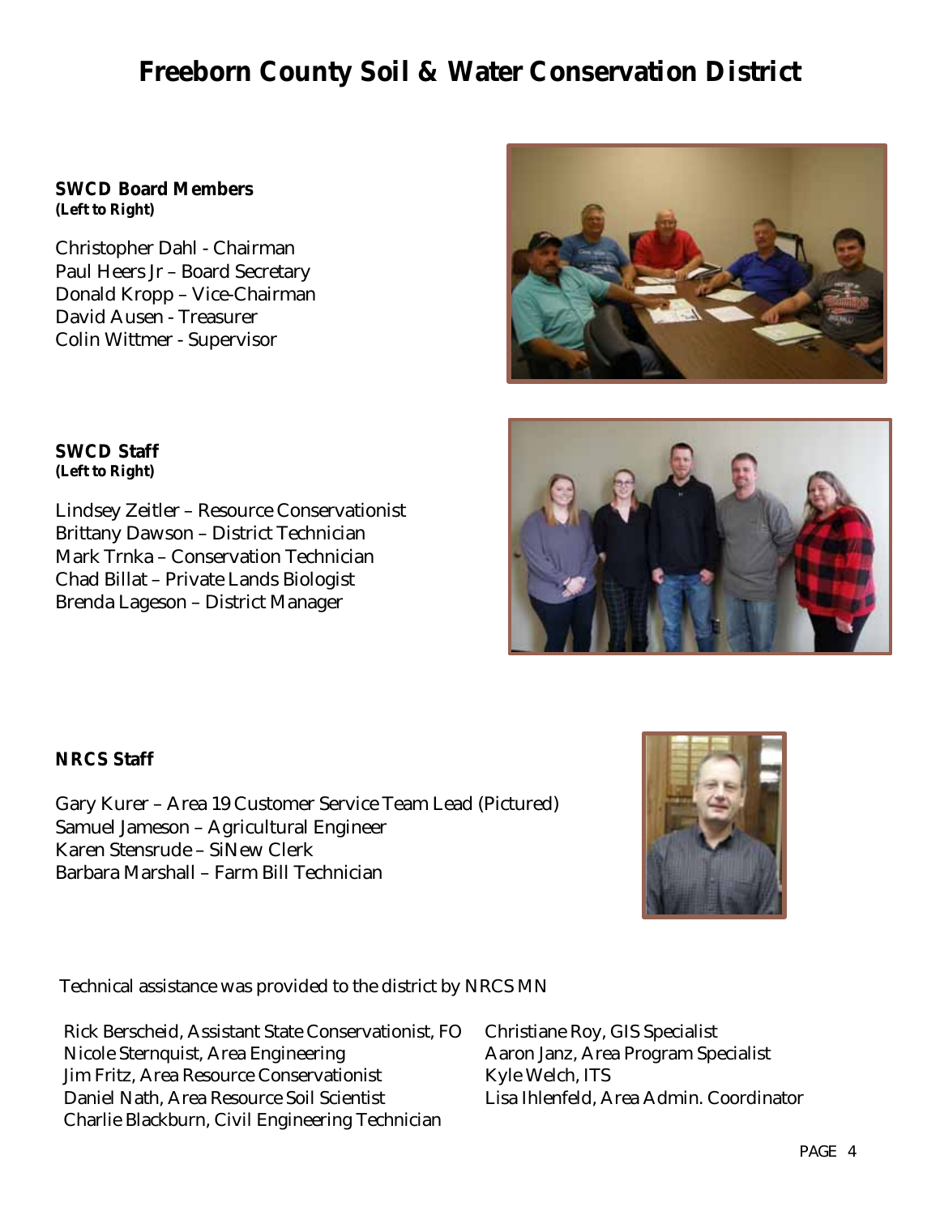# Freeborn County Soil & Water Conservation District

**SWCD Board Members**
***(Left to Right)***

Christopher Dahl - Chairman
Paul Heers Jr – Board Secretary
Donald Kropp – Vice-Chairman
David Ausen - Treasurer
Colin Wittmer - Supervisor

**SWCD Staff**
***(Left to Right)***

Lindsey Zeitler – Resource Conservationist
Brittany Dawson – District Technician
Mark Trnka – Conservation Technician
Chad Billat – Private Lands Biologist
Brenda Lageson – District Manager

**NRCS Staff**

Gary Kurer – Area 19 Customer Service Team Lead (Pictured)
Samuel Jameson – Agricultural Engineer
Karen Stensrude – SiNew Clerk
Barbara Marshall – Farm Bill Technician

Technical assistance was provided to the district by NRCS MN

Rick Berscheid, Assistant State Conservationist, FO
Nicole Sternquist, Area Engineering
Jim Fritz, Area Resource Conservationist
Daniel Nath, Area Resource Soil Scientist
Charlie Blackburn, Civil Engineering Technician
Christiane Roy, GIS Specialist
Aaron Janz, Area Program Specialist
Kyle Welch, ITS
Lisa Ihlenfeld, Area Admin. Coordinator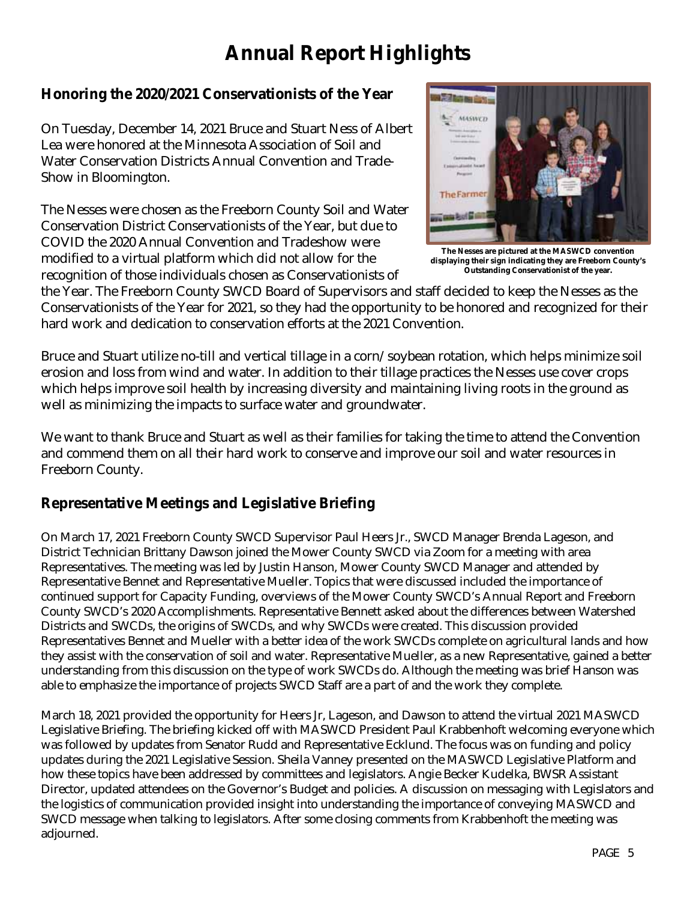# Annual Report Highlights

## Honoring the 2020/2021 Conservationists of the Year

On Tuesday, December 14, 2021 Bruce and Stuart Ness of Albert Lea were honored at the Minnesota Association of Soil and Water Conservation Districts Annual Convention and Trade-Show in Bloomington.

The Nesses were chosen as the Freeborn County Soil and Water Conservation District Conservationists of the Year, but due to COVID the 2020 Annual Convention and Tradeshow were modified to a virtual platform which did not allow for the recognition of those individuals chosen as Conservationists of the Year. The Freeborn County SWCD Board of Supervisors and staff decided to keep the Nesses as the Conservationists of the Year for 2021, so they had the opportunity to be honored and recognized for their hard work and dedication to conservation efforts at the 2021 Convention.

**The Nesses are pictured at the MASWCD convention displaying their sign indicating they are Freeborn County's Outstanding Conservationist of the year.**

Bruce and Stuart utilize no-till and vertical tillage in a corn/soybean rotation, which helps minimize soil erosion and loss from wind and water. In addition to their tillage practices the Nesses use cover crops which helps improve soil health by increasing diversity and maintaining living roots in the ground as well as minimizing the impacts to surface water and groundwater.

We want to thank Bruce and Stuart as well as their families for taking the time to attend the Convention and commend them on all their hard work to conserve and improve our soil and water resources in Freeborn County.

## Representative Meetings and Legislative Briefing

On March 17, 2021 Freeborn County SWCD Supervisor Paul Heers Jr., SWCD Manager Brenda Lageson, and District Technician Brittany Dawson joined the Mower County SWCD via Zoom for a meeting with area Representatives. The meeting was led by Justin Hanson, Mower County SWCD Manager and attended by Representative Bennet and Representative Mueller. Topics that were discussed included the importance of continued support for Capacity Funding, overviews of the Mower County SWCD's Annual Report and Freeborn County SWCD's 2020 Accomplishments. Representative Bennett asked about the differences between Watershed Districts and SWCDs, the origins of SWCDs, and why SWCDs were created. This discussion provided Representatives Bennet and Mueller with a better idea of the work SWCDs complete on agricultural lands and how they assist with the conservation of soil and water. Representative Mueller, as a new Representative, gained a better understanding from this discussion on the type of work SWCDs do. Although the meeting was brief Hanson was able to emphasize the importance of projects SWCD Staff are a part of and the work they complete.

March 18, 2021 provided the opportunity for Heers Jr, Lageson, and Dawson to attend the virtual 2021 MASWCD Legislative Briefing. The briefing kicked off with MASWCD President Paul Krabbenhoft welcoming everyone which was followed by updates from Senator Rudd and Representative Ecklund. The focus was on funding and policy updates during the 2021 Legislative Session. Sheila Vanney presented on the MASWCD Legislative Platform and how these topics have been addressed by committees and legislators. Angie Becker Kudelka, BWSR Assistant Director, updated attendees on the Governor's Budget and policies. A discussion on messaging with Legislators and the logistics of communication provided insight into understanding the importance of conveying MASWCD and SWCD message when talking to legislators. After some closing comments from Krabbenhoft the meeting was adjourned.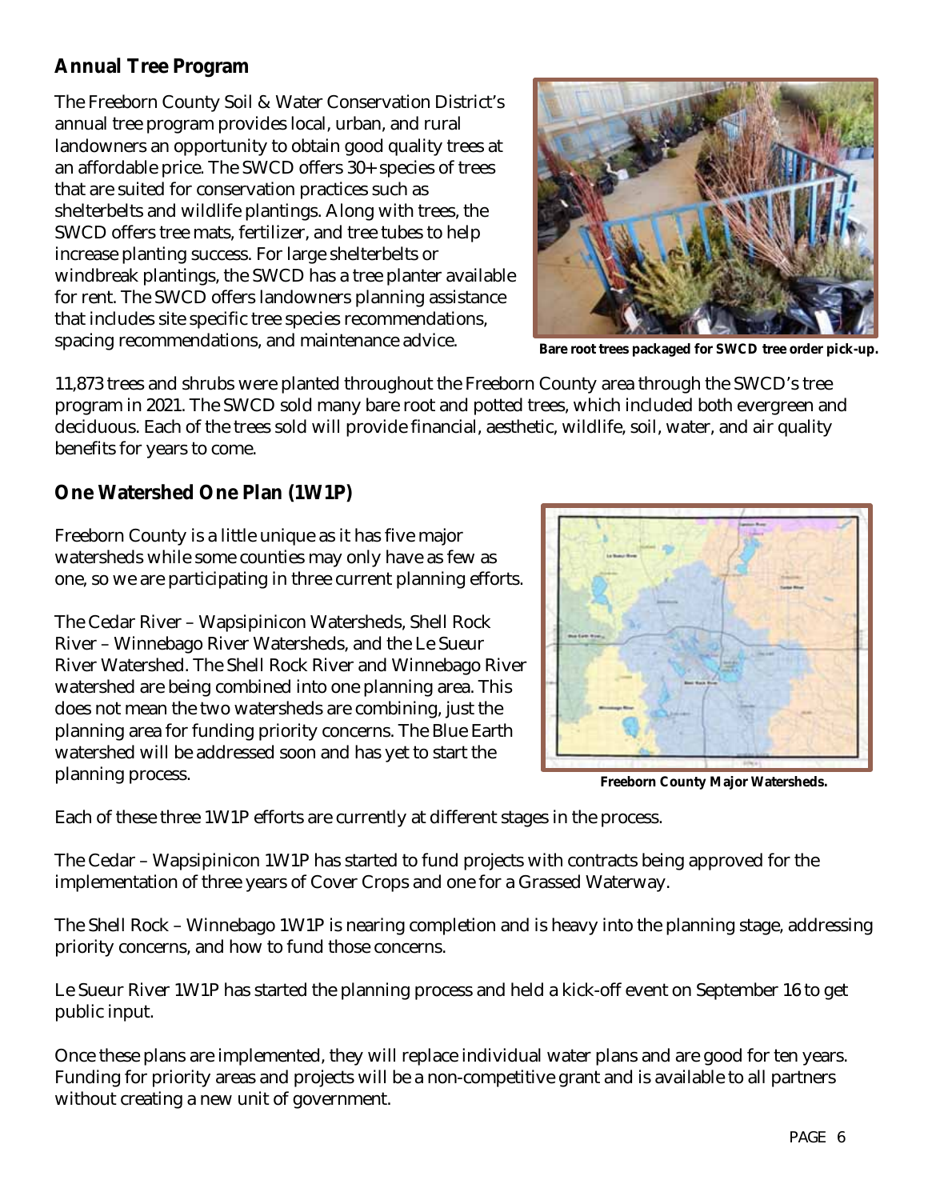## Annual Tree Program

The Freeborn County Soil & Water Conservation District's annual tree program provides local, urban, and rural landowners an opportunity to obtain good quality trees at an affordable price. The SWCD offers 30+ species of trees that are suited for conservation practices such as shelterbelts and wildlife plantings. Along with trees, the SWCD offers tree mats, fertilizer, and tree tubes to help increase planting success. For large shelterbelts or windbreak plantings, the SWCD has a tree planter available for rent. The SWCD offers landowners planning assistance that includes site specific tree species recommendations, spacing recommendations, and maintenance advice.

**Bare root trees packaged for SWCD tree order pick-up.**

11,873 trees and shrubs were planted throughout the Freeborn County area through the SWCD's tree program in 2021. The SWCD sold many bare root and potted trees, which included both evergreen and deciduous. Each of the trees sold will provide financial, aesthetic, wildlife, soil, water, and air quality benefits for years to come.

## One Watershed One Plan (1W1P)

Freeborn County is a little unique as it has five major watersheds while some counties may only have as few as one, so we are participating in three current planning efforts.

The Cedar River – Wapsipinicon Watersheds, Shell Rock River – Winnebago River Watersheds, and the Le Sueur River Watershed. The Shell Rock River and Winnebago River watershed are being combined into one planning area. This does not mean the two watersheds are combining, just the planning area for funding priority concerns. The Blue Earth watershed will be addressed soon and has yet to start the planning process.

**Freeborn County Major Watersheds.**

Each of these three 1W1P efforts are currently at different stages in the process.

The Cedar – Wapsipinicon 1W1P has started to fund projects with contracts being approved for the implementation of three years of Cover Crops and one for a Grassed Waterway.

The Shell Rock – Winnebago 1W1P is nearing completion and is heavy into the planning stage, addressing priority concerns, and how to fund those concerns.

Le Sueur River 1W1P has started the planning process and held a kick-off event on September 16 to get public input.

Once these plans are implemented, they will replace individual water plans and are good for ten years. Funding for priority areas and projects will be a non-competitive grant and is available to all partners without creating a new unit of government.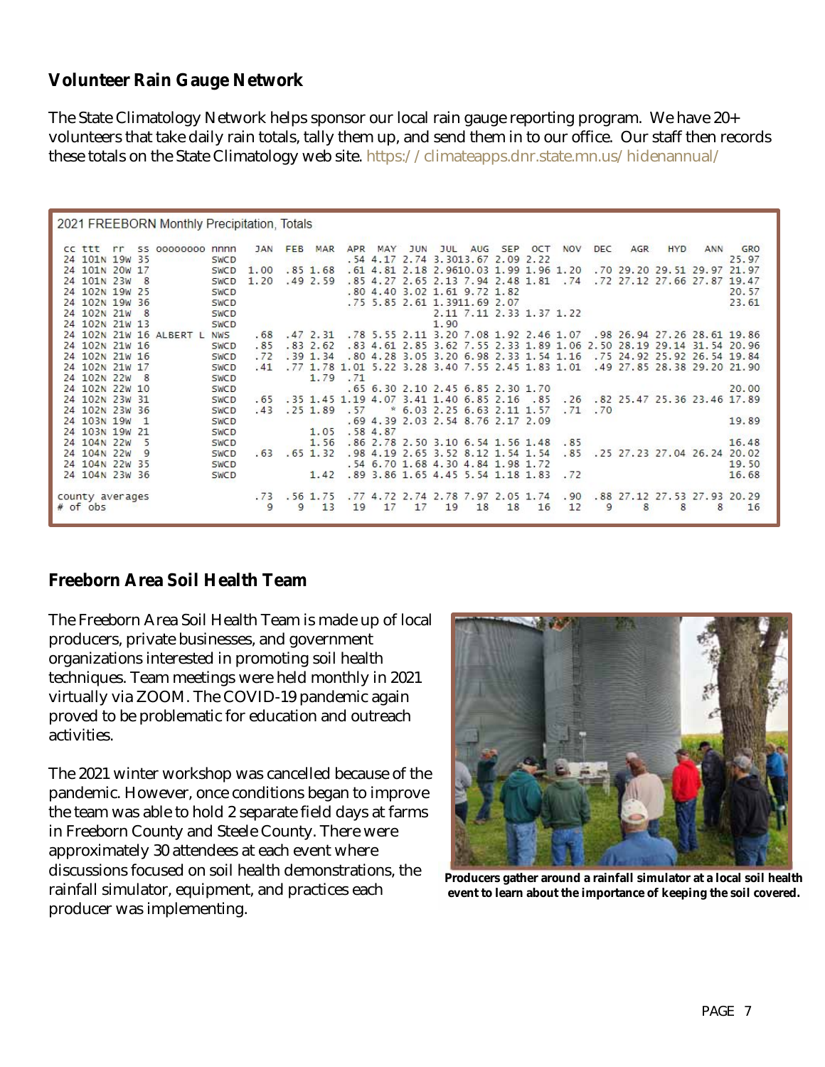## Volunteer Rain Gauge Network

The State Climatology Network helps sponsor our local rain gauge reporting program. We have 20+ volunteers that take daily rain totals, tally them up, and send them in to our office. Our staff then records these totals on the State Climatology web site. https://climateapps.dnr.state.mn.us/hidenannual/

2021 FREEBORN Monthly Precipitation, Totals

| cc | ttt | rr | ss | oooooooo | nnnn | JAN | FEB | MAR | APR | MAY | JUN | JUL | AUG | SEP | OCT | NOV | DEC | AGR | HYD | ANN | GRO |
|---|---|---|---|---|---|---|---|---|---|---|---|---|---|---|---|---|---|---|---|---|---|
| 24 | 101N | 19W | 35 | | SWCD | | | | .54 | 4.17 | 2.74 | 3.30 | 13.67 | 2.09 | 2.22 | | | | | | 25.97 |
| 24 | 101N | 20W | 17 | | SWCD | 1.00 | .85 | 1.68 | .61 | 4.81 | 2.18 | 2.96 | 10.03 | 1.99 | 1.96 | 1.20 | .70 | 29.20 | 29.51 | 29.97 | 21.97 |
| 24 | 101N | 23W | 8 | | SWCD | 1.20 | .49 | 2.59 | .85 | 4.27 | 2.65 | 2.13 | 7.94 | 2.48 | 1.81 | .74 | .72 | 27.12 | 27.66 | 27.87 | 19.47 |
| 24 | 102N | 19W | 25 | | SWCD | | | | .80 | 4.40 | 3.02 | 1.61 | 9.72 | 1.82 | | | | | | | 20.57 |
| 24 | 102N | 19W | 36 | | SWCD | | | | .75 | 5.85 | 2.61 | 1.39 | 11.69 | 2.07 | | | | | | | 23.61 |
| 24 | 102N | 21W | 8 | | SWCD | | | | | | | 2.11 | 7.11 | 2.33 | 1.37 | 1.22 | | | | | |
| 24 | 102N | 21W | 13 | | SWCD | | | | | | | 1.90 | | | | | | | | | |
| 24 | 102N | 21W | 16 | ALBERT L | NWS | .68 | .47 | 2.31 | .78 | 5.55 | 2.11 | 3.20 | 7.08 | 1.92 | 2.46 | 1.07 | .98 | 26.94 | 27.26 | 28.61 | 19.86 |
| 24 | 102N | 21W | 16 | | SWCD | .85 | .83 | 2.62 | .83 | 4.61 | 2.85 | 3.62 | 7.55 | 2.33 | 1.89 | 1.06 | 2.50 | 28.19 | 29.14 | 31.54 | 20.96 |
| 24 | 102N | 21W | 16 | | SWCD | .72 | .39 | 1.34 | .80 | 4.28 | 3.05 | 3.20 | 6.98 | 2.33 | 1.54 | 1.16 | .75 | 24.92 | 25.92 | 26.54 | 19.84 |
| 24 | 102N | 21W | 17 | | SWCD | .41 | .77 | 1.78 | 1.01 | 5.22 | 3.28 | 3.40 | 7.55 | 2.45 | 1.83 | 1.01 | .49 | 27.85 | 28.38 | 29.20 | 21.90 |
| 24 | 102N | 22W | 8 | | SWCD | | | 1.79 | .71 | | | | | | | | | | | | |
| 24 | 102N | 22W | 10 | | SWCD | | | | .65 | 6.30 | 2.10 | 2.45 | 6.85 | 2.30 | 1.70 | | | | | | 20.00 |
| 24 | 102N | 23W | 31 | | SWCD | .65 | .35 | 1.45 | 1.19 | 4.07 | 3.41 | 1.40 | 6.85 | 2.16 | .85 | .26 | .82 | 25.47 | 25.36 | 23.46 | 17.89 |
| 24 | 102N | 23W | 36 | | SWCD | .43 | .25 | 1.89 | .57 | * | 6.03 | 2.25 | 6.63 | 2.11 | 1.57 | .71 | .70 | | | | |
| 24 | 103N | 19W | 1 | | SWCD | | | | .69 | 4.39 | 2.03 | 2.54 | 8.76 | 2.17 | 2.09 | | | | | | 19.89 |
| 24 | 103N | 19W | 21 | | SWCD | | | 1.05 | .58 | 4.87 | | | | | | | | | | | |
| 24 | 104N | 22W | 5 | | SWCD | | | 1.56 | .86 | 2.78 | 2.50 | 3.10 | 6.54 | 1.56 | 1.48 | .85 | | | | | 16.48 |
| 24 | 104N | 22W | 9 | | SWCD | .63 | .65 | 1.32 | .98 | 4.19 | 2.65 | 3.52 | 8.12 | 1.54 | 1.54 | .85 | .25 | 27.23 | 27.04 | 26.24 | 20.02 |
| 24 | 104N | 22W | 35 | | SWCD | | | | .54 | 6.70 | 1.68 | 4.30 | 4.84 | 1.98 | 1.72 | | | | | | 19.50 |
| 24 | 104N | 23W | 36 | | SWCD | | | 1.42 | .89 | 3.86 | 1.65 | 4.45 | 5.54 | 1.18 | 1.83 | .72 | | | | | 16.68 |
| county averages | | | | | | .73 | .56 | 1.75 | .77 | 4.72 | 2.74 | 2.78 | 7.97 | 2.05 | 1.74 | .90 | .88 | 27.12 | 27.53 | 27.93 | 20.29 |
| # of obs | | | | | | 9 | 9 | 13 | 19 | 17 | 17 | 19 | 18 | 18 | 16 | 12 | 9 | 8 | 8 | 8 | 16 |

## Freeborn Area Soil Health Team

The Freeborn Area Soil Health Team is made up of local producers, private businesses, and government organizations interested in promoting soil health techniques. Team meetings were held monthly in 2021 virtually via ZOOM. The COVID-19 pandemic again proved to be problematic for education and outreach activities.

The 2021 winter workshop was cancelled because of the pandemic. However, once conditions began to improve the team was able to hold 2 separate field days at farms in Freeborn County and Steele County. There were approximately 30 attendees at each event where discussions focused on soil health demonstrations, the rainfall simulator, equipment, and practices each producer was implementing.

**Producers gather around a rainfall simulator at a local soil health event to learn about the importance of keeping the soil covered.**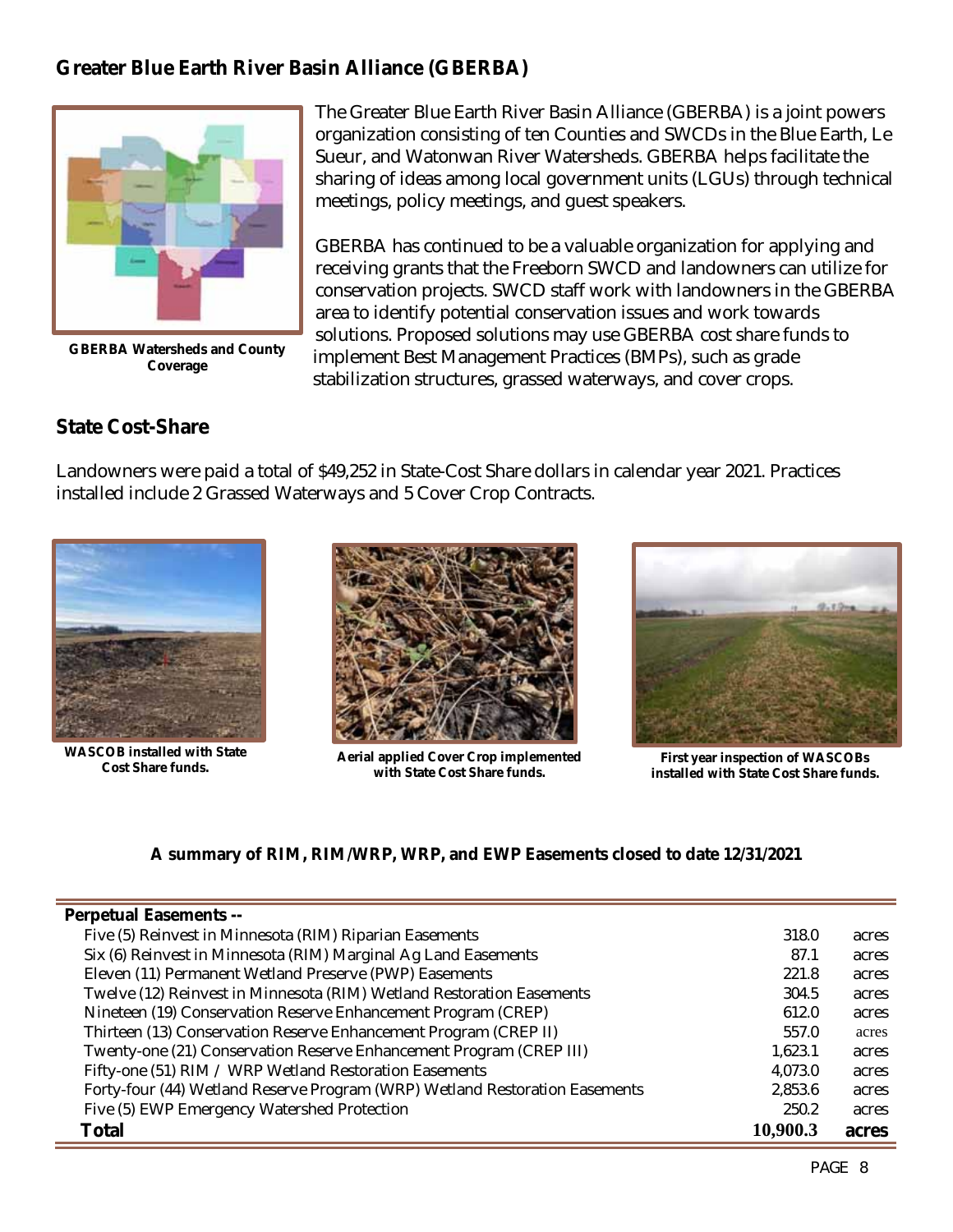## Greater Blue Earth River Basin Alliance (GBERBA)

GBERBA Watersheds and County Coverage

The Greater Blue Earth River Basin Alliance (GBERBA) is a joint powers organization consisting of ten Counties and SWCDs in the Blue Earth, Le Sueur, and Watonwan River Watersheds. GBERBA helps facilitate the sharing of ideas among local government units (LGUs) through technical meetings, policy meetings, and guest speakers.

GBERBA has continued to be a valuable organization for applying and receiving grants that the Freeborn SWCD and landowners can utilize for conservation projects. SWCD staff work with landowners in the GBERBA area to identify potential conservation issues and work towards solutions. Proposed solutions may use GBERBA cost share funds to implement Best Management Practices (BMPs), such as grade stabilization structures, grassed waterways, and cover crops.

## State Cost-Share

Landowners were paid a total of $49,252 in State-Cost Share dollars in calendar year 2021. Practices installed include 2 Grassed Waterways and 5 Cover Crop Contracts.

**WASCOB installed with State Cost Share funds.**

**Aerial applied Cover Crop implemented with State Cost Share funds.**

**First year inspection of WASCOBs installed with State Cost Share funds.**

**A summary of RIM, RIM/WRP, WRP, and EWP Easements closed to date 12/31/2021**

| Perpetual Easements -- | | |
|---|---|---|
| Five (5) Reinvest in Minnesota (RIM) Riparian Easements | 318.0 | acres |
| Six (6) Reinvest in Minnesota (RIM) Marginal Ag Land Easements | 87.1 | acres |
| Eleven (11) Permanent Wetland Preserve (PWP) Easements | 221.8 | acres |
| Twelve (12) Reinvest in Minnesota (RIM) Wetland Restoration Easements | 304.5 | acres |
| Nineteen (19) Conservation Reserve Enhancement Program (CREP) | 612.0 | acres |
| Thirteen (13) Conservation Reserve Enhancement Program (CREP II) | 557.0 | acres |
| Twenty-one (21) Conservation Reserve Enhancement Program (CREP III) | 1,623.1 | acres |
| Fifty-one (51) RIM / WRP Wetland Restoration Easements | 4,073.0 | acres |
| Forty-four (44) Wetland Reserve Program (WRP) Wetland Restoration Easements | 2,853.6 | acres |
| Five (5) EWP Emergency Watershed Protection | 250.2 | acres |
| **Total** | **10,900.3** | **acres** |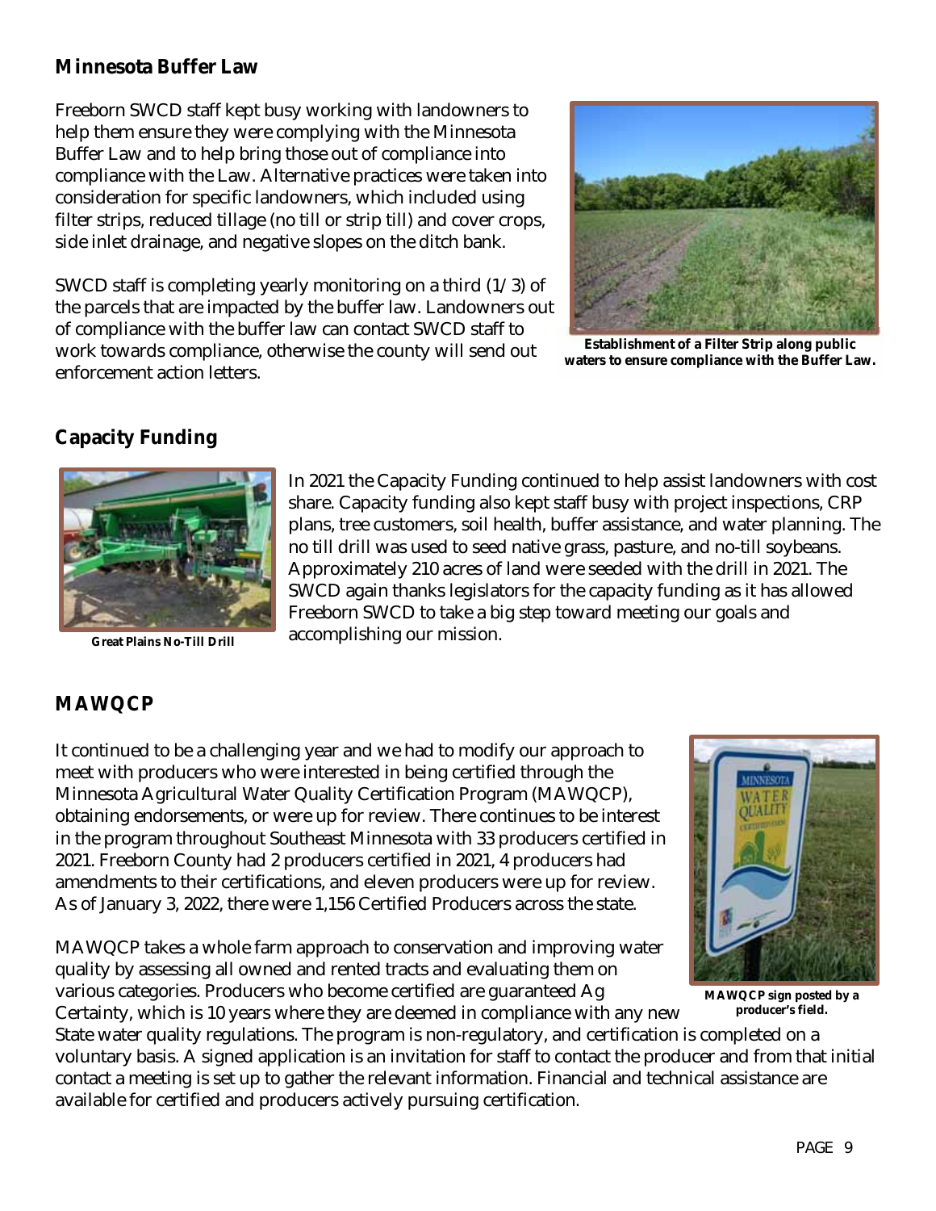## Minnesota Buffer Law

Freeborn SWCD staff kept busy working with landowners to help them ensure they were complying with the Minnesota Buffer Law and to help bring those out of compliance into compliance with the Law. Alternative practices were taken into consideration for specific landowners, which included using filter strips, reduced tillage (no till or strip till) and cover crops, side inlet drainage, and negative slopes on the ditch bank.

SWCD staff is completing yearly monitoring on a third (1/3) of the parcels that are impacted by the buffer law. Landowners out of compliance with the buffer law can contact SWCD staff to work towards compliance, otherwise the county will send out enforcement action letters.

**Establishment of a Filter Strip along public waters to ensure compliance with the Buffer Law.**

## Capacity Funding

**Great Plains No-Till Drill**

In 2021 the Capacity Funding continued to help assist landowners with cost share. Capacity funding also kept staff busy with project inspections, CRP plans, tree customers, soil health, buffer assistance, and water planning. The no till drill was used to seed native grass, pasture, and no-till soybeans. Approximately 210 acres of land were seeded with the drill in 2021. The SWCD again thanks legislators for the capacity funding as it has allowed Freeborn SWCD to take a big step toward meeting our goals and accomplishing our mission.

## MAWQCP

It continued to be a challenging year and we had to modify our approach to meet with producers who were interested in being certified through the Minnesota Agricultural Water Quality Certification Program (MAWQCP), obtaining endorsements, or were up for review. There continues to be interest in the program throughout Southeast Minnesota with 33 producers certified in 2021. Freeborn County had 2 producers certified in 2021, 4 producers had amendments to their certifications, and eleven producers were up for review. As of January 3, 2022, there were 1,156 Certified Producers across the state.

MAWQCP takes a whole farm approach to conservation and improving water quality by assessing all owned and rented tracts and evaluating them on various categories. Producers who become certified are guaranteed Ag Certainty, which is 10 years where they are deemed in compliance with any new State water quality regulations. The program is non-regulatory, and certification is completed on a voluntary basis. A signed application is an invitation for staff to contact the producer and from that initial contact a meeting is set up to gather the relevant information. Financial and technical assistance are available for certified and producers actively pursuing certification.

**MAWQCP sign posted by a producer's field.**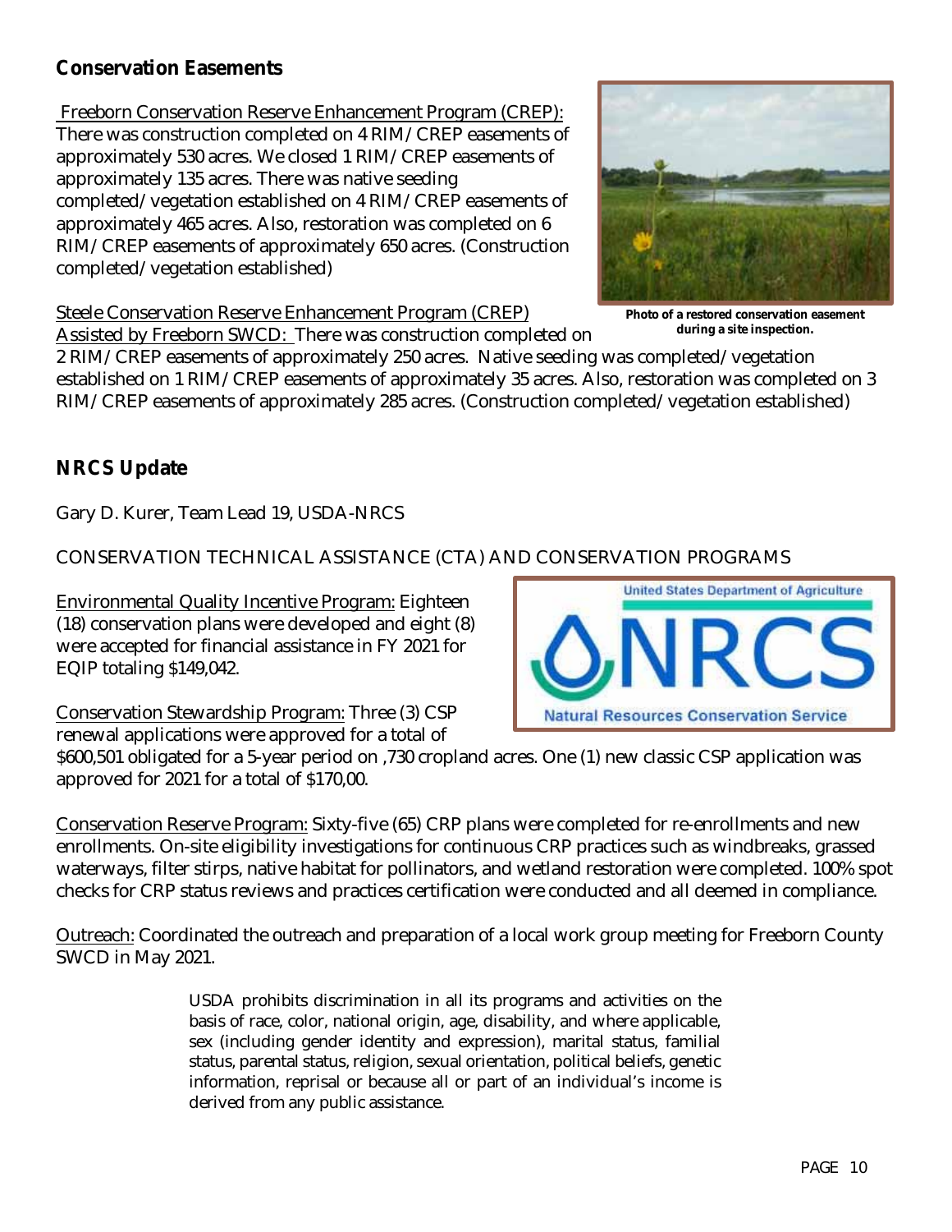## Conservation Easements

Freeborn Conservation Reserve Enhancement Program (CREP): There was construction completed on 4 RIM/CREP easements of approximately 530 acres. We closed 1 RIM/CREP easements of approximately 135 acres. There was native seeding completed/vegetation established on 4 RIM/CREP easements of approximately 465 acres. Also, restoration was completed on 6 RIM/CREP easements of approximately 650 acres. (Construction completed/vegetation established)

Photo of a restored conservation easement during a site inspection.

Steele Conservation Reserve Enhancement Program (CREP) Assisted by Freeborn SWCD: There was construction completed on 2 RIM/CREP easements of approximately 250 acres. Native seeding was completed/vegetation established on 1 RIM/CREP easements of approximately 35 acres. Also, restoration was completed on 3 RIM/CREP easements of approximately 285 acres. (Construction completed/vegetation established)

## NRCS Update

Gary D. Kurer, Team Lead 19, USDA-NRCS

CONSERVATION TECHNICAL ASSISTANCE (CTA) AND CONSERVATION PROGRAMS

Environmental Quality Incentive Program: Eighteen (18) conservation plans were developed and eight (8) were accepted for financial assistance in FY 2021 for EQIP totaling $149,042.

Conservation Stewardship Program: Three (3) CSP renewal applications were approved for a total of $600,501 obligated for a 5-year period on ,730 cropland acres. One (1) new classic CSP application was approved for 2021 for a total of $170,00.

Conservation Reserve Program: Sixty-five (65) CRP plans were completed for re-enrollments and new enrollments. On-site eligibility investigations for continuous CRP practices such as windbreaks, grassed waterways, filter stirps, native habitat for pollinators, and wetland restoration were completed. 100% spot checks for CRP status reviews and practices certification were conducted and all deemed in compliance.

Outreach: Coordinated the outreach and preparation of a local work group meeting for Freeborn County SWCD in May 2021.

USDA prohibits discrimination in all its programs and activities on the basis of race, color, national origin, age, disability, and where applicable, sex (including gender identity and expression), marital status, familial status, parental status, religion, sexual orientation, political beliefs, genetic information, reprisal or because all or part of an individual's income is derived from any public assistance.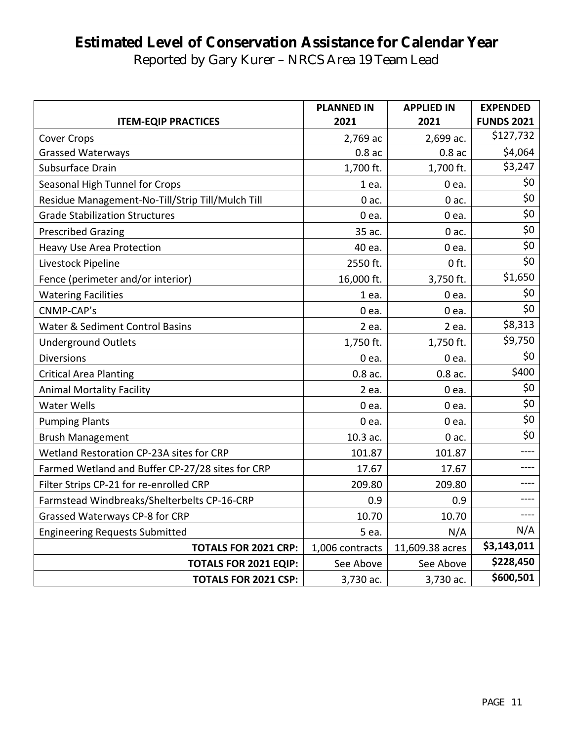# Estimated Level of Conservation Assistance for Calendar Year

Reported by Gary Kurer – NRCS Area 19 Team Lead

| ITEM-EQIP PRACTICES | PLANNED IN 2021 | APPLIED IN 2021 | EXPENDED FUNDS 2021 |
|---|---|---|---|
| Cover Crops | 2,769 ac | 2,699 ac. | $127,732 |
| Grassed Waterways | 0.8 ac | 0.8 ac | $4,064 |
| Subsurface Drain | 1,700 ft. | 1,700 ft. | $3,247 |
| Seasonal High Tunnel for Crops | 1 ea. | 0 ea. | $0 |
| Residue Management-No-Till/Strip Till/Mulch Till | 0 ac. | 0 ac. | $0 |
| Grade Stabilization Structures | 0 ea. | 0 ea. | $0 |
| Prescribed Grazing | 35 ac. | 0 ac. | $0 |
| Heavy Use Area Protection | 40 ea. | 0 ea. | $0 |
| Livestock Pipeline | 2550 ft. | 0 ft. | $0 |
| Fence (perimeter and/or interior) | 16,000 ft. | 3,750 ft. | $1,650 |
| Watering Facilities | 1 ea. | 0 ea. | $0 |
| CNMP-CAP's | 0 ea. | 0 ea. | $0 |
| Water & Sediment Control Basins | 2 ea. | 2 ea. | $8,313 |
| Underground Outlets | 1,750 ft. | 1,750 ft. | $9,750 |
| Diversions | 0 ea. | 0 ea. | $0 |
| Critical Area Planting | 0.8 ac. | 0.8 ac. | $400 |
| Animal Mortality Facility | 2 ea. | 0 ea. | $0 |
| Water Wells | 0 ea. | 0 ea. | $0 |
| Pumping Plants | 0 ea. | 0 ea. | $0 |
| Brush Management | 10.3 ac. | 0 ac. | $0 |
| Wetland Restoration CP-23A sites for CRP | 101.87 | 101.87 | ---- |
| Farmed Wetland and Buffer CP-27/28 sites for CRP | 17.67 | 17.67 | ---- |
| Filter Strips CP-21 for re-enrolled CRP | 209.80 | 209.80 | ---- |
| Farmstead Windbreaks/Shelterbelts CP-16-CRP | 0.9 | 0.9 | ---- |
| Grassed Waterways CP-8 for CRP | 10.70 | 10.70 | ---- |
| Engineering Requests Submitted | 5 ea. | N/A | N/A |
| **TOTALS FOR 2021 CRP:** | 1,006 contracts | 11,609.38 acres | **$3,143,011** |
| **TOTALS FOR 2021 EQIP:** | See Above | See Above | **$228,450** |
| **TOTALS FOR 2021 CSP:** | 3,730 ac. | 3,730 ac. | **$600,501** |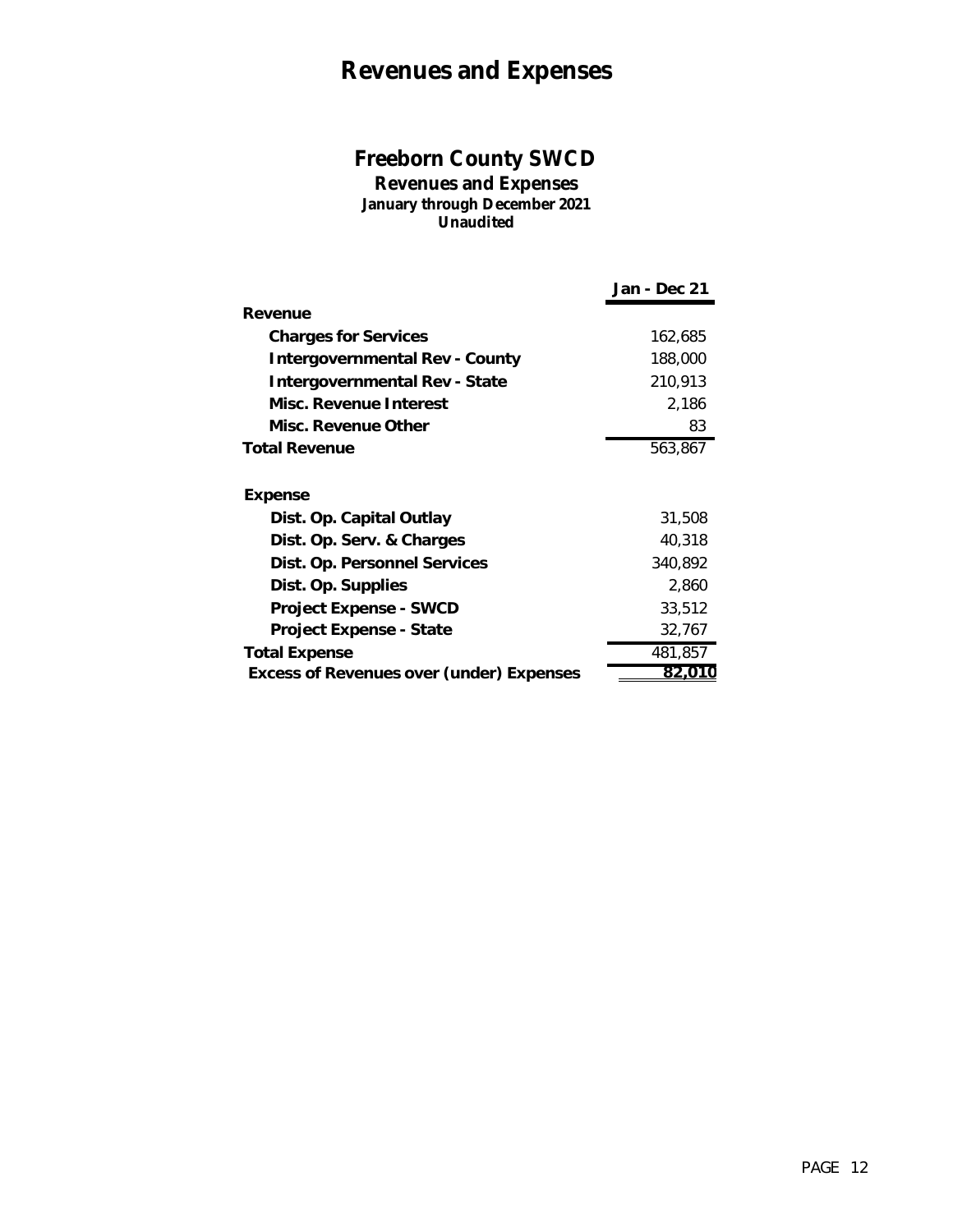# Revenues and Expenses

## Freeborn County SWCD

### Revenues and Expenses

***January through December 2021***

***Unaudited***

| | Jan - Dec 21 |
|---|---|
| **Revenue** | |
| **Charges for Services** | 162,685 |
| **Intergovernmental Rev - County** | 188,000 |
| **Intergovernmental Rev - State** | 210,913 |
| **Misc. Revenue Interest** | 2,186 |
| **Misc. Revenue Other** | 83 |
| **Total Revenue** | 563,867 |
| | |
| **Expense** | |
| **Dist. Op. Capital Outlay** | 31,508 |
| **Dist. Op. Serv. & Charges** | 40,318 |
| **Dist. Op. Personnel Services** | 340,892 |
| **Dist. Op. Supplies** | 2,860 |
| **Project Expense - SWCD** | 33,512 |
| **Project Expense - State** | 32,767 |
| **Total Expense** | 481,857 |
| **Excess of Revenues over (under) Expenses** | **82,010** |